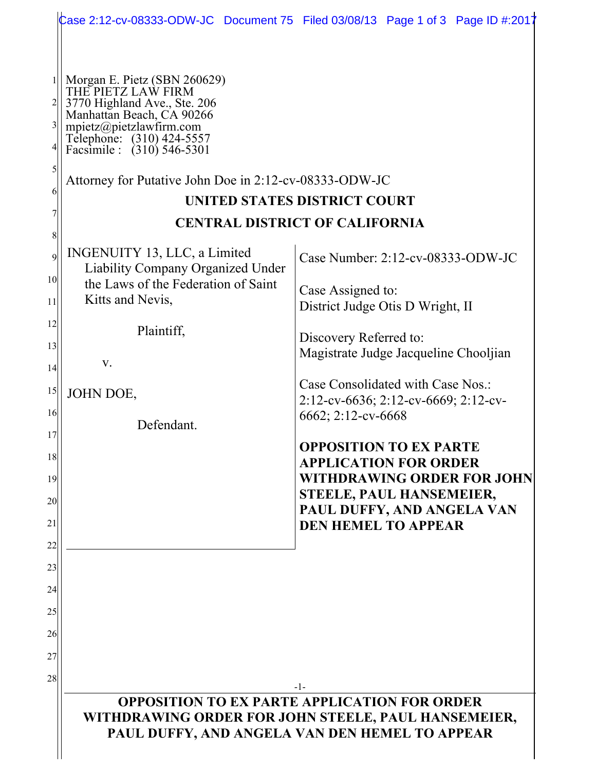Morgan E. Pietz (SBN 260629)
THE PIETZ LAW FIRM
3770 Highland Ave., Ste. 206
Manhattan Beach, CA 90266
mpietz@pietzlawfirm.com
Telephone: (310) 424-5557
Facsimile : (310) 546-5301

Attorney for Putative John Doe in 2:12-cv-08333-ODW-JC

**UNITED STATES DISTRICT COURT**

**CENTRAL DISTRICT OF CALIFORNIA**

INGENUITY 13, LLC, a Limited Liability Company Organized Under the Laws of the Federation of Saint Kitts and Nevis,

Plaintiff,

v.

JOHN DOE,

Defendant.

Case Number: 2:12-cv-08333-ODW-JC

Case Assigned to:
District Judge Otis D Wright, II

Discovery Referred to:
Magistrate Judge Jacqueline Chooljian

Case Consolidated with Case Nos.:
2:12-cv-6636; 2:12-cv-6669; 2:12-cv-6662; 2:12-cv-6668

**OPPOSITION TO EX PARTE APPLICATION FOR ORDER WITHDRAWING ORDER FOR JOHN STEELE, PAUL HANSEMEIER, PAUL DUFFY, AND ANGELA VAN DEN HEMEL TO APPEAR**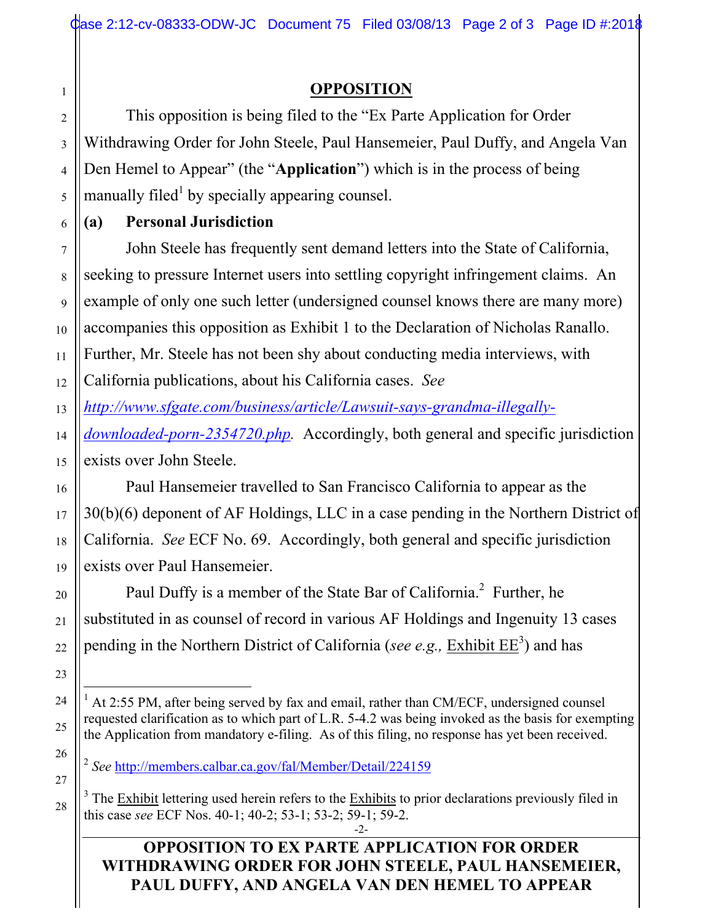## OPPOSITION

This opposition is being filed to the "Ex Parte Application for Order Withdrawing Order for John Steele, Paul Hansemeier, Paul Duffy, and Angela Van Den Hemel to Appear" (the "**Application**") which is in the process of being manually filed[1] by specially appearing counsel.

### (a) Personal Jurisdiction

John Steele has frequently sent demand letters into the State of California, seeking to pressure Internet users into settling copyright infringement claims. An example of only one such letter (undersigned counsel knows there are many more) accompanies this opposition as Exhibit 1 to the Declaration of Nicholas Ranallo. Further, Mr. Steele has not been shy about conducting media interviews, with California publications, about his California cases. *See http://www.sfgate.com/business/article/Lawsuit-says-grandma-illegally-downloaded-porn-2354720.php.* Accordingly, both general and specific jurisdiction exists over John Steele.

Paul Hansemeier travelled to San Francisco California to appear as the 30(b)(6) deponent of AF Holdings, LLC in a case pending in the Northern District of California. *See* ECF No. 69. Accordingly, both general and specific jurisdiction exists over Paul Hansemeier.

Paul Duffy is a member of the State Bar of California.[2] Further, he substituted in as counsel of record in various AF Holdings and Ingenuity 13 cases pending in the Northern District of California (*see e.g.,* Exhibit EE[3]) and has

---

[1] At 2:55 PM, after being served by fax and email, rather than CM/ECF, undersigned counsel requested clarification as to which part of L.R. 5-4.2 was being invoked as the basis for exempting the Application from mandatory e-filing. As of this filing, no response has yet been received.

[2] *See* http://members.calbar.ca.gov/fal/Member/Detail/224159

[3] The Exhibit lettering used herein refers to the Exhibits to prior declarations previously filed in this case *see* ECF Nos. 40-1; 40-2; 53-1; 53-2; 59-1; 59-2.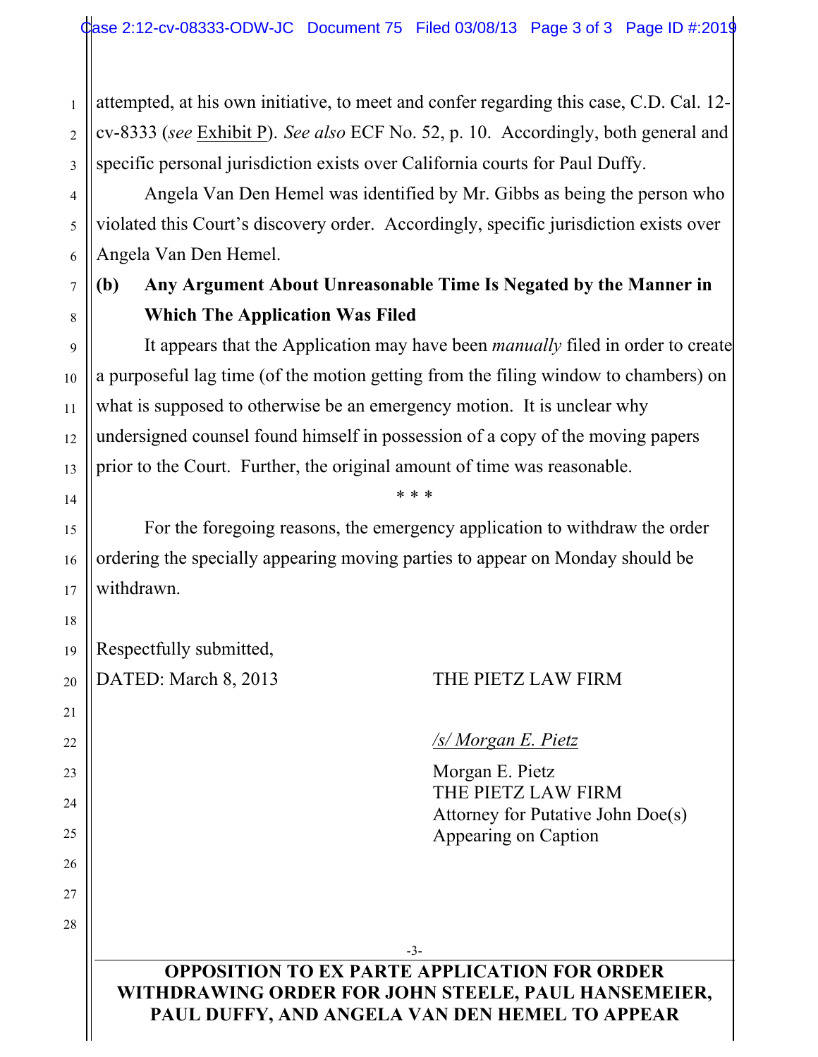attempted, at his own initiative, to meet and confer regarding this case, C.D. Cal. 12-cv-8333 (*see* Exhibit P). *See also* ECF No. 52, p. 10. Accordingly, both general and specific personal jurisdiction exists over California courts for Paul Duffy.

Angela Van Den Hemel was identified by Mr. Gibbs as being the person who violated this Court's discovery order. Accordingly, specific jurisdiction exists over Angela Van Den Hemel.

**(b) Any Argument About Unreasonable Time Is Negated by the Manner in Which The Application Was Filed**

It appears that the Application may have been *manually* filed in order to create a purposeful lag time (of the motion getting from the filing window to chambers) on what is supposed to otherwise be an emergency motion. It is unclear why undersigned counsel found himself in possession of a copy of the moving papers prior to the Court. Further, the original amount of time was reasonable.

\* \* \*

For the foregoing reasons, the emergency application to withdraw the order ordering the specially appearing moving parties to appear on Monday should be withdrawn.

Respectfully submitted,

DATED: March 8, 2013

THE PIETZ LAW FIRM

*/s/ Morgan E. Pietz*

Morgan E. Pietz
THE PIETZ LAW FIRM
Attorney for Putative John Doe(s)
Appearing on Caption

**OPPOSITION TO EX PARTE APPLICATION FOR ORDER WITHDRAWING ORDER FOR JOHN STEELE, PAUL HANSEMEIER, PAUL DUFFY, AND ANGELA VAN DEN HEMEL TO APPEAR**